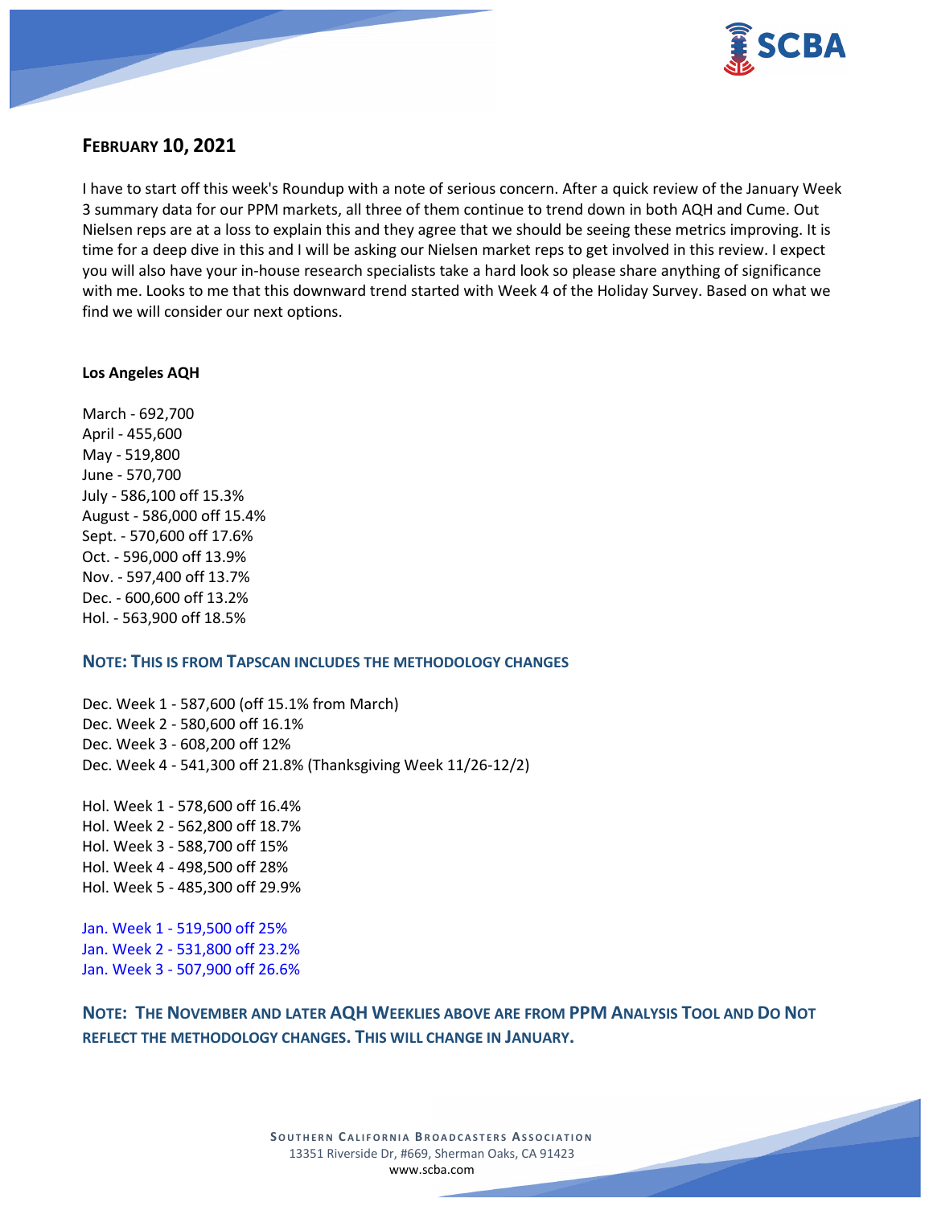## FEBRUARY 10, 2021

I have to start off this week's Roundup with a note of serious concern. After a quick review of the January Week 3 summary data for our PPM markets, all three of them continue to trend down in both AQH and Cume. Out Nielsen reps are at a loss to explain this and they agree that we should be seeing these metrics improving. It is time for a deep dive in this and I will be asking our Nielsen market reps to get involved in this review. I expect you will also have your in-house research specialists take a hard look so please share anything of significance with me. Looks to me that this downward trend started with Week 4 of the Holiday Survey. Based on what we find we will consider our next options.

**Los Angeles AQH**

March - 692,700
April - 455,600
May - 519,800
June - 570,700
July - 586,100 off 15.3%
August - 586,000 off 15.4%
Sept. - 570,600 off 17.6%
Oct. - 596,000 off 13.9%
Nov. - 597,400 off 13.7%
Dec. - 600,600 off 13.2%
Hol. - 563,900 off 18.5%

**NOTE: THIS IS FROM TAPSCAN INCLUDES THE METHODOLOGY CHANGES**

Dec. Week 1 - 587,600 (off 15.1% from March)
Dec. Week 2 - 580,600 off 16.1%
Dec. Week 3 - 608,200 off 12%
Dec. Week 4 - 541,300 off 21.8% (Thanksgiving Week 11/26-12/2)

Hol. Week 1 - 578,600 off 16.4%
Hol. Week 2 - 562,800 off 18.7%
Hol. Week 3 - 588,700 off 15%
Hol. Week 4 - 498,500 off 28%
Hol. Week 5 - 485,300 off 29.9%

Jan. Week 1 - 519,500 off 25%
Jan. Week 2 - 531,800 off 23.2%
Jan. Week 3 - 507,900 off 26.6%

**NOTE: THE NOVEMBER AND LATER AQH WEEKLIES ABOVE ARE FROM PPM ANALYSIS TOOL AND DO NOT REFLECT THE METHODOLOGY CHANGES. THIS WILL CHANGE IN JANUARY.**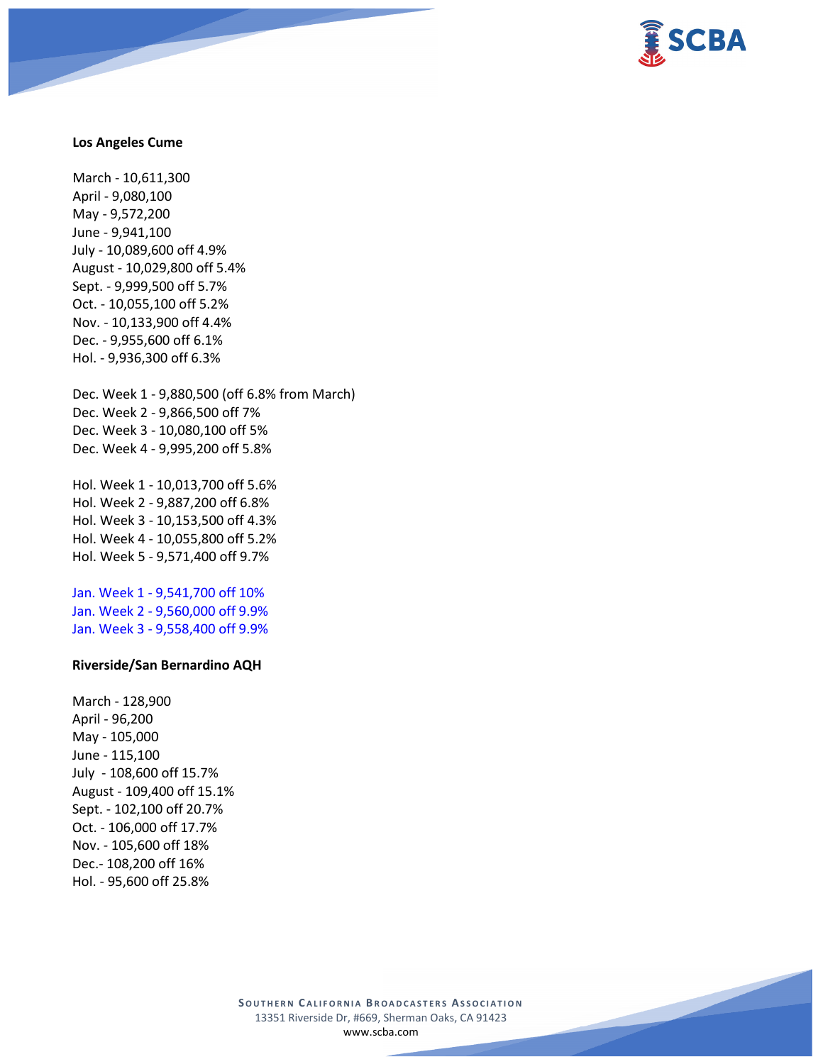**Los Angeles Cume**

March - 10,611,300
April - 9,080,100
May - 9,572,200
June - 9,941,100
July - 10,089,600 off 4.9%
August - 10,029,800 off 5.4%
Sept. - 9,999,500 off 5.7%
Oct. - 10,055,100 off 5.2%
Nov. - 10,133,900 off 4.4%
Dec. - 9,955,600 off 6.1%
Hol. - 9,936,300 off 6.3%

Dec. Week 1 - 9,880,500 (off 6.8% from March)
Dec. Week 2 - 9,866,500 off 7%
Dec. Week 3 - 10,080,100 off 5%
Dec. Week 4 - 9,995,200 off 5.8%

Hol. Week 1 - 10,013,700 off 5.6%
Hol. Week 2 - 9,887,200 off 6.8%
Hol. Week 3 - 10,153,500 off 4.3%
Hol. Week 4 - 10,055,800 off 5.2%
Hol. Week 5 - 9,571,400 off 9.7%

Jan. Week 1 - 9,541,700 off 10%
Jan. Week 2 - 9,560,000 off 9.9%
Jan. Week 3 - 9,558,400 off 9.9%

**Riverside/San Bernardino AQH**

March - 128,900
April - 96,200
May - 105,000
June - 115,100
July - 108,600 off 15.7%
August - 109,400 off 15.1%
Sept. - 102,100 off 20.7%
Oct. - 106,000 off 17.7%
Nov. - 105,600 off 18%
Dec.- 108,200 off 16%
Hol. - 95,600 off 25.8%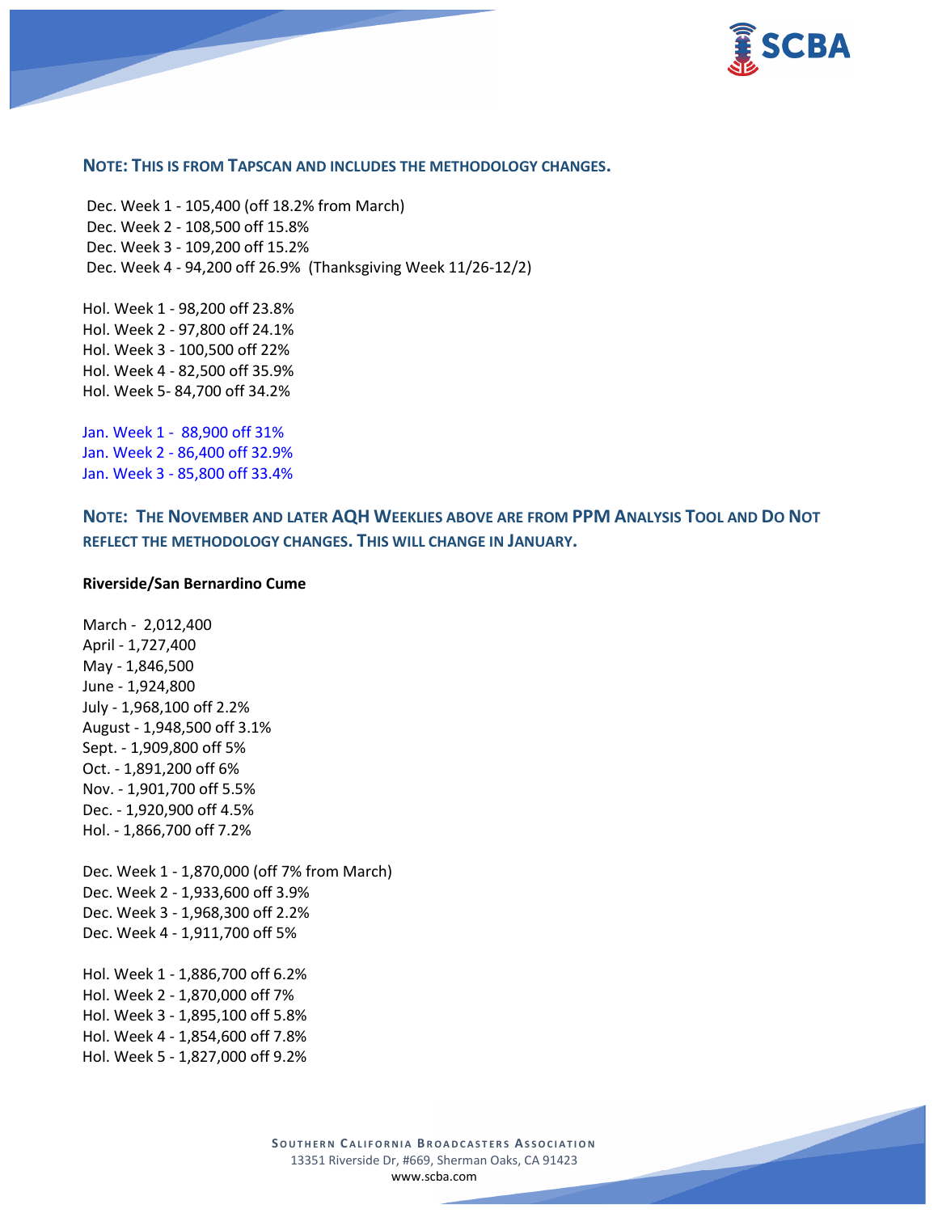**NOTE: THIS IS FROM TAPSCAN AND INCLUDES THE METHODOLOGY CHANGES.**

Dec. Week 1 - 105,400 (off 18.2% from March)
Dec. Week 2 - 108,500 off 15.8%
Dec. Week 3 - 109,200 off 15.2%
Dec. Week 4 - 94,200 off 26.9% (Thanksgiving Week 11/26-12/2)

Hol. Week 1 - 98,200 off 23.8%
Hol. Week 2 - 97,800 off 24.1%
Hol. Week 3 - 100,500 off 22%
Hol. Week 4 - 82,500 off 35.9%
Hol. Week 5- 84,700 off 34.2%

Jan. Week 1 - 88,900 off 31%
Jan. Week 2 - 86,400 off 32.9%
Jan. Week 3 - 85,800 off 33.4%

## NOTE: THE NOVEMBER AND LATER AQH WEEKLIES ABOVE ARE FROM PPM ANALYSIS TOOL AND DO NOT REFLECT THE METHODOLOGY CHANGES. THIS WILL CHANGE IN JANUARY.

**Riverside/San Bernardino Cume**

March - 2,012,400
April - 1,727,400
May - 1,846,500
June - 1,924,800
July - 1,968,100 off 2.2%
August - 1,948,500 off 3.1%
Sept. - 1,909,800 off 5%
Oct. - 1,891,200 off 6%
Nov. - 1,901,700 off 5.5%
Dec. - 1,920,900 off 4.5%
Hol. - 1,866,700 off 7.2%

Dec. Week 1 - 1,870,000 (off 7% from March)
Dec. Week 2 - 1,933,600 off 3.9%
Dec. Week 3 - 1,968,300 off 2.2%
Dec. Week 4 - 1,911,700 off 5%

Hol. Week 1 - 1,886,700 off 6.2%
Hol. Week 2 - 1,870,000 off 7%
Hol. Week 3 - 1,895,100 off 5.8%
Hol. Week 4 - 1,854,600 off 7.8%
Hol. Week 5 - 1,827,000 off 9.2%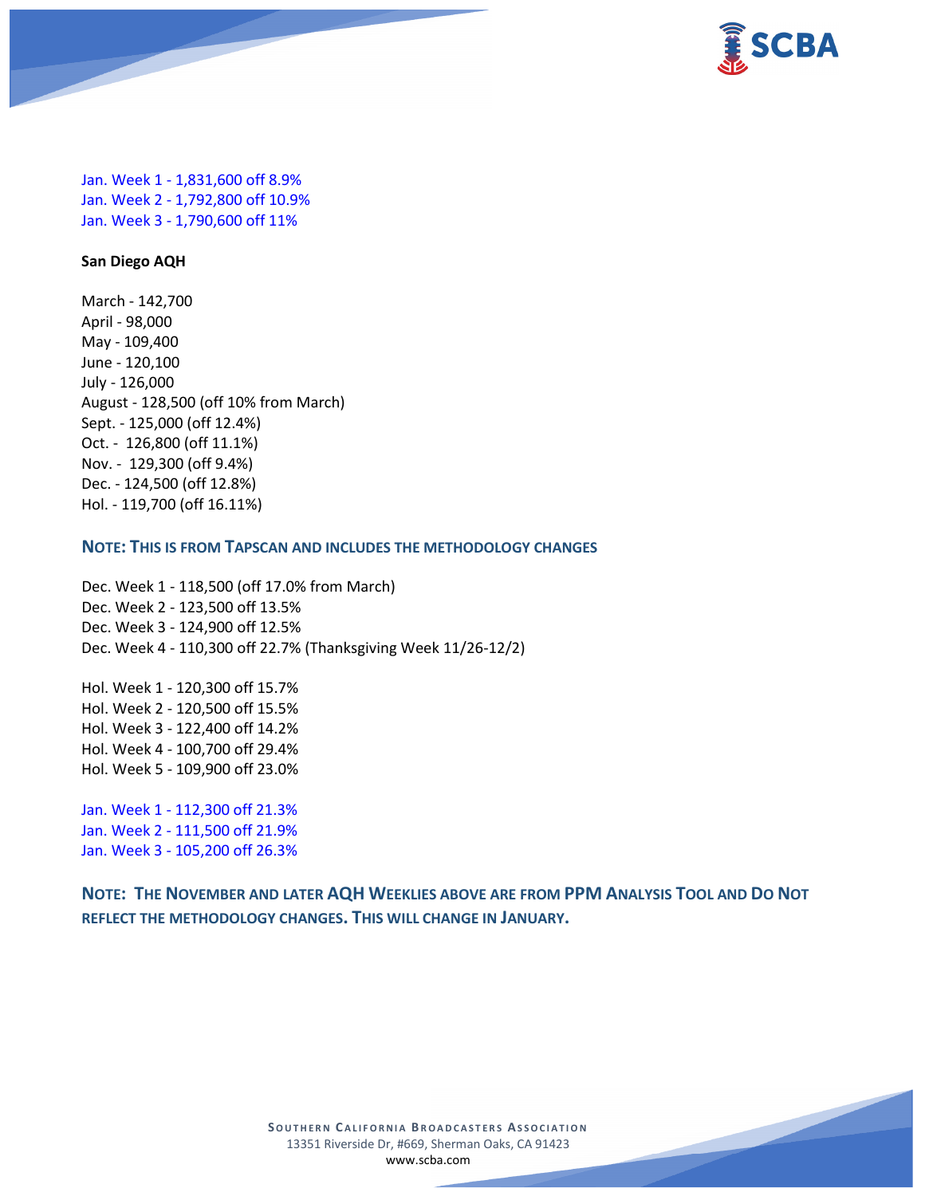Jan. Week 1 - 1,831,600 off 8.9%
Jan. Week 2 - 1,792,800 off 10.9%
Jan. Week 3 - 1,790,600 off 11%

**San Diego AQH**

March - 142,700
April - 98,000
May - 109,400
June - 120,100
July - 126,000
August - 128,500 (off 10% from March)
Sept. - 125,000 (off 12.4%)
Oct. - 126,800 (off 11.1%)
Nov. - 129,300 (off 9.4%)
Dec. - 124,500 (off 12.8%)
Hol. - 119,700 (off 16.11%)

**NOTE: THIS IS FROM TAPSCAN AND INCLUDES THE METHODOLOGY CHANGES**

Dec. Week 1 - 118,500 (off 17.0% from March)
Dec. Week 2 - 123,500 off 13.5%
Dec. Week 3 - 124,900 off 12.5%
Dec. Week 4 - 110,300 off 22.7% (Thanksgiving Week 11/26-12/2)

Hol. Week 1 - 120,300 off 15.7%
Hol. Week 2 - 120,500 off 15.5%
Hol. Week 3 - 122,400 off 14.2%
Hol. Week 4 - 100,700 off 29.4%
Hol. Week 5 - 109,900 off 23.0%

Jan. Week 1 - 112,300 off 21.3%
Jan. Week 2 - 111,500 off 21.9%
Jan. Week 3 - 105,200 off 26.3%

**NOTE: THE NOVEMBER AND LATER AQH WEEKLIES ABOVE ARE FROM PPM ANALYSIS TOOL AND DO NOT REFLECT THE METHODOLOGY CHANGES. THIS WILL CHANGE IN JANUARY.**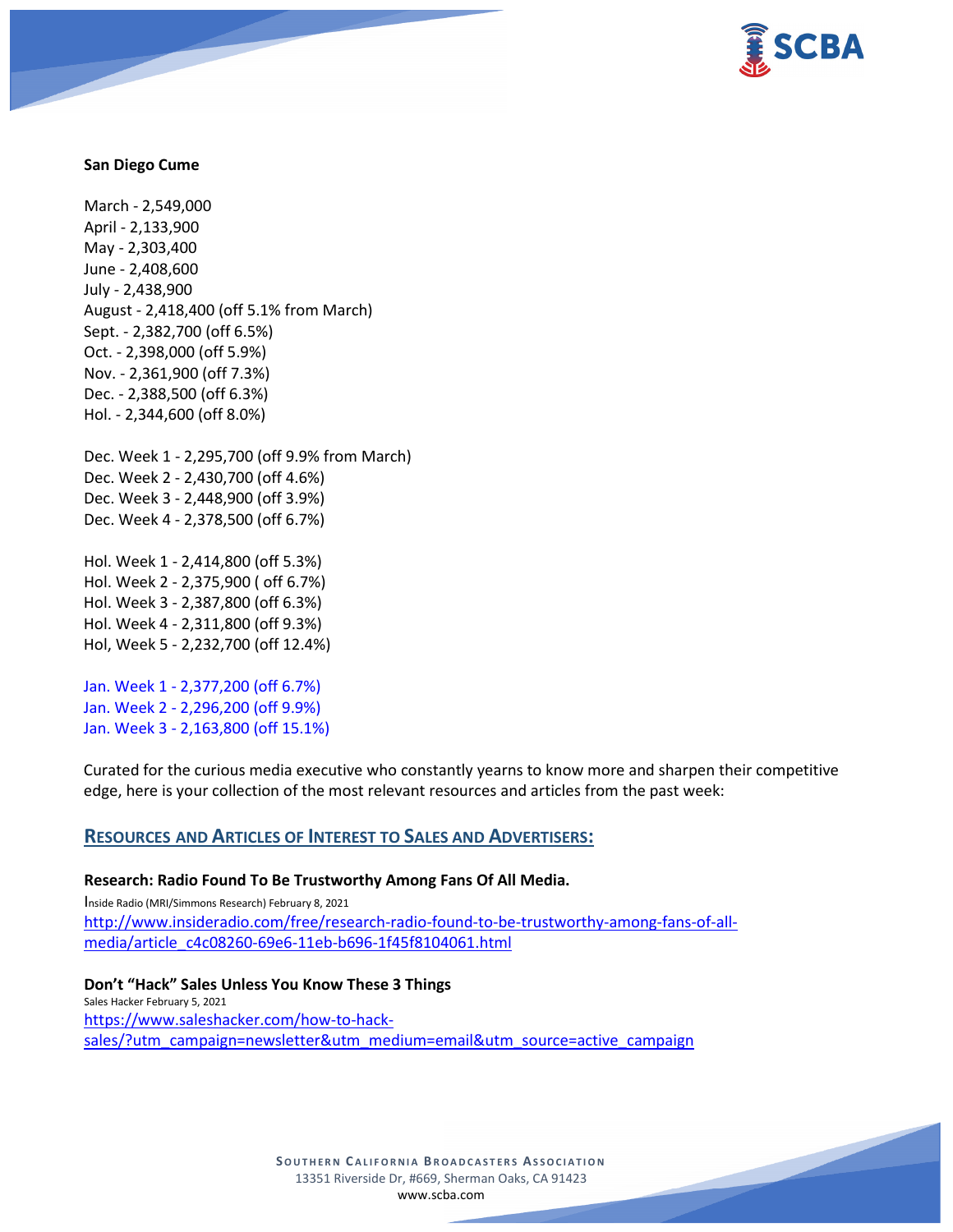**San Diego Cume**

March - 2,549,000
April - 2,133,900
May - 2,303,400
June - 2,408,600
July - 2,438,900
August - 2,418,400 (off 5.1% from March)
Sept. - 2,382,700 (off 6.5%)
Oct. - 2,398,000 (off 5.9%)
Nov. - 2,361,900 (off 7.3%)
Dec. - 2,388,500 (off 6.3%)
Hol. - 2,344,600 (off 8.0%)

Dec. Week 1 - 2,295,700 (off 9.9% from March)
Dec. Week 2 - 2,430,700 (off 4.6%)
Dec. Week 3 - 2,448,900 (off 3.9%)
Dec. Week 4 - 2,378,500 (off 6.7%)

Hol. Week 1 - 2,414,800 (off 5.3%)
Hol. Week 2 - 2,375,900 ( off 6.7%)
Hol. Week 3 - 2,387,800 (off 6.3%)
Hol. Week 4 - 2,311,800 (off 9.3%)
Hol, Week 5 - 2,232,700 (off 12.4%)

Jan. Week 1 - 2,377,200 (off 6.7%)
Jan. Week 2 - 2,296,200 (off 9.9%)
Jan. Week 3 - 2,163,800 (off 15.1%)

Curated for the curious media executive who constantly yearns to know more and sharpen their competitive edge, here is your collection of the most relevant resources and articles from the past week:

## RESOURCES AND ARTICLES OF INTEREST TO SALES AND ADVERTISERS:

**Research: Radio Found To Be Trustworthy Among Fans Of All Media.**
Inside Radio (MRI/Simmons Research) February 8, 2021
http://www.insideradio.com/free/research-radio-found-to-be-trustworthy-among-fans-of-all-media/article_c4c08260-69e6-11eb-b696-1f45f8104061.html

**Don't "Hack" Sales Unless You Know These 3 Things**
Sales Hacker February 5, 2021
https://www.saleshacker.com/how-to-hack-sales/?utm_campaign=newsletter&utm_medium=email&utm_source=active_campaign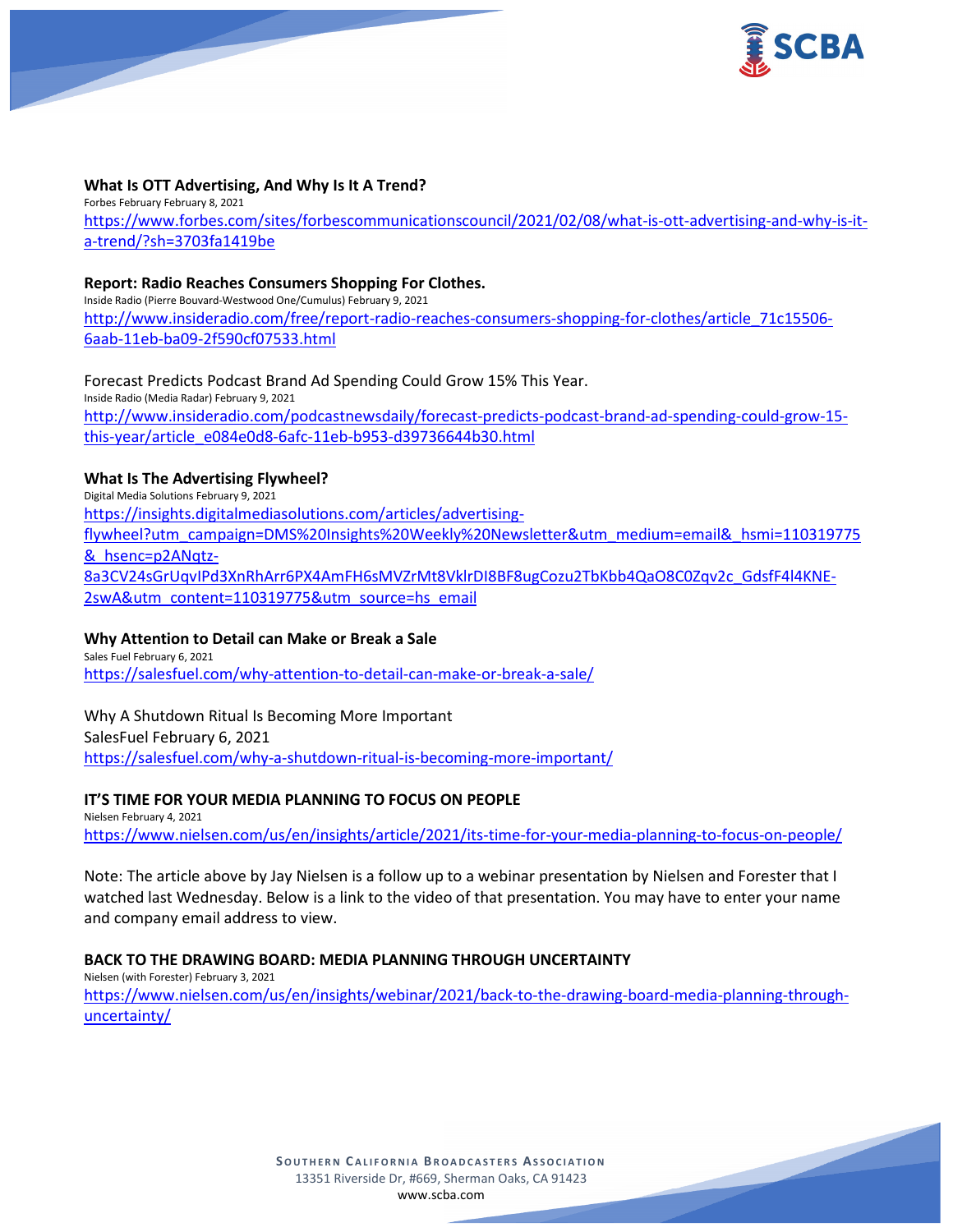**What Is OTT Advertising, And Why Is It A Trend?**
Forbes February February 8, 2021
https://www.forbes.com/sites/forbescommunicationscouncil/2021/02/08/what-is-ott-advertising-and-why-is-it-a-trend/?sh=3703fa1419be

**Report: Radio Reaches Consumers Shopping For Clothes.**
Inside Radio (Pierre Bouvard-Westwood One/Cumulus) February 9, 2021
http://www.insideradio.com/free/report-radio-reaches-consumers-shopping-for-clothes/article_71c15506-6aab-11eb-ba09-2f590cf07533.html

Forecast Predicts Podcast Brand Ad Spending Could Grow 15% This Year.
Inside Radio (Media Radar) February 9, 2021
http://www.insideradio.com/podcastnewsdaily/forecast-predicts-podcast-brand-ad-spending-could-grow-15-this-year/article_e084e0d8-6afc-11eb-b953-d39736644b30.html

**What Is The Advertising Flywheel?**
Digital Media Solutions February 9, 2021
https://insights.digitalmediasolutions.com/articles/advertising-flywheel?utm_campaign=DMS%20Insights%20Weekly%20Newsletter&utm_medium=email&_hsmi=110319775&_hsenc=p2ANqtz-8a3CV24sGrUqvIPd3XnRhArr6PX4AmFH6sMVZrMt8VklrDI8BF8ugCozu2TbKbb4QaO8C0Zqv2c_GdsfF4l4KNE-2swA&utm_content=110319775&utm_source=hs_email

**Why Attention to Detail can Make or Break a Sale**
Sales Fuel February 6, 2021
https://salesfuel.com/why-attention-to-detail-can-make-or-break-a-sale/

Why A Shutdown Ritual Is Becoming More Important
SalesFuel February 6, 2021
https://salesfuel.com/why-a-shutdown-ritual-is-becoming-more-important/

**IT'S TIME FOR YOUR MEDIA PLANNING TO FOCUS ON PEOPLE**
Nielsen February 4, 2021
https://www.nielsen.com/us/en/insights/article/2021/its-time-for-your-media-planning-to-focus-on-people/

Note: The article above by Jay Nielsen is a follow up to a webinar presentation by Nielsen and Forester that I watched last Wednesday. Below is a link to the video of that presentation. You may have to enter your name and company email address to view.

**BACK TO THE DRAWING BOARD: MEDIA PLANNING THROUGH UNCERTAINTY**
Nielsen (with Forester) February 3, 2021
https://www.nielsen.com/us/en/insights/webinar/2021/back-to-the-drawing-board-media-planning-through-uncertainty/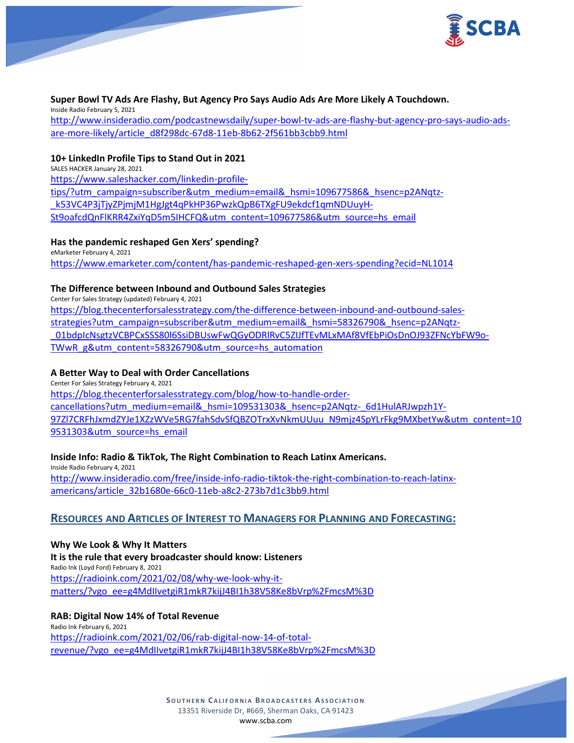**Super Bowl TV Ads Are Flashy, But Agency Pro Says Audio Ads Are More Likely A Touchdown.**
Inside Radio February 5, 2021
http://www.insideradio.com/podcastnewsdaily/super-bowl-tv-ads-are-flashy-but-agency-pro-says-audio-ads-are-more-likely/article_d8f298dc-67d8-11eb-8b62-2f561bb3cbb9.html

**10+ LinkedIn Profile Tips to Stand Out in 2021**
SALES HACKER January 28, 2021
https://www.saleshacker.com/linkedin-profile-tips/?utm_campaign=subscriber&utm_medium=email&_hsmi=109677586&_hsenc=p2ANqtz-_k53VC4P3jTjyZPjmjM1HgJgt4qPkHP36PwzkQpB6TXgFU9ekdcf1qmNDUuyH-St9oafcdQnFlKRR4ZxiYqD5m5IHCFQ&utm_content=109677586&utm_source=hs_email

**Has the pandemic reshaped Gen Xers' spending?**
eMarketer February 4, 2021
https://www.emarketer.com/content/has-pandemic-reshaped-gen-xers-spending?ecid=NL1014

**The Difference between Inbound and Outbound Sales Strategies**
Center For Sales Strategy (updated) February 4, 2021
https://blog.thecenterforsalesstrategy.com/the-difference-between-inbound-and-outbound-sales-strategies?utm_campaign=subscriber&utm_medium=email&_hsmi=58326790&_hsenc=p2ANqtz-_01bdpIcNsgtzVCBPCxSSS80l6SsiDBUswFwQGyODRlRvC5ZIJfTEvMLxMAf8VfEbPiOsDnOJ93ZFNcYbFW9o-TWwR_g&utm_content=58326790&utm_source=hs_automation

**A Better Way to Deal with Order Cancellations**
Center For Sales Strategy February 4, 2021
https://blog.thecenterforsalesstrategy.com/blog/how-to-handle-order-cancellations?utm_medium=email&_hsmi=109531303&_hsenc=p2ANqtz-_6d1HulARJwpzh1Y-97Zl7CRFhJxmdZYJe1XZzWVe5RG7fahSdvSfQBZOTrxXvNkmUUuu_N9mjz4SpYLrFkg9MXbetYw&utm_content=109531303&utm_source=hs_email

**Inside Info: Radio & TikTok, The Right Combination to Reach Latinx Americans.**
Inside Radio February 4, 2021
http://www.insideradio.com/free/inside-info-radio-tiktok-the-right-combination-to-reach-latinx-americans/article_32b1680e-66c0-11eb-a8c2-273b7d1c3bb9.html

## RESOURCES AND ARTICLES OF INTEREST TO MANAGERS FOR PLANNING AND FORECASTING:

**Why We Look & Why It Matters**
**It is the rule that every broadcaster should know: Listeners**
Radio Ink (Loyd Ford) February 8, 2021
https://radioink.com/2021/02/08/why-we-look-why-it-matters/?vgo_ee=g4MdIIvetgiR1mkR7kijJ4BI1h38V58Ke8bVrp%2FmcsM%3D

**RAB: Digital Now 14% of Total Revenue**
Radio Ink February 6, 2021
https://radioink.com/2021/02/06/rab-digital-now-14-of-total-revenue/?vgo_ee=g4MdIIvetgiR1mkR7kijJ4BI1h38V58Ke8bVrp%2FmcsM%3D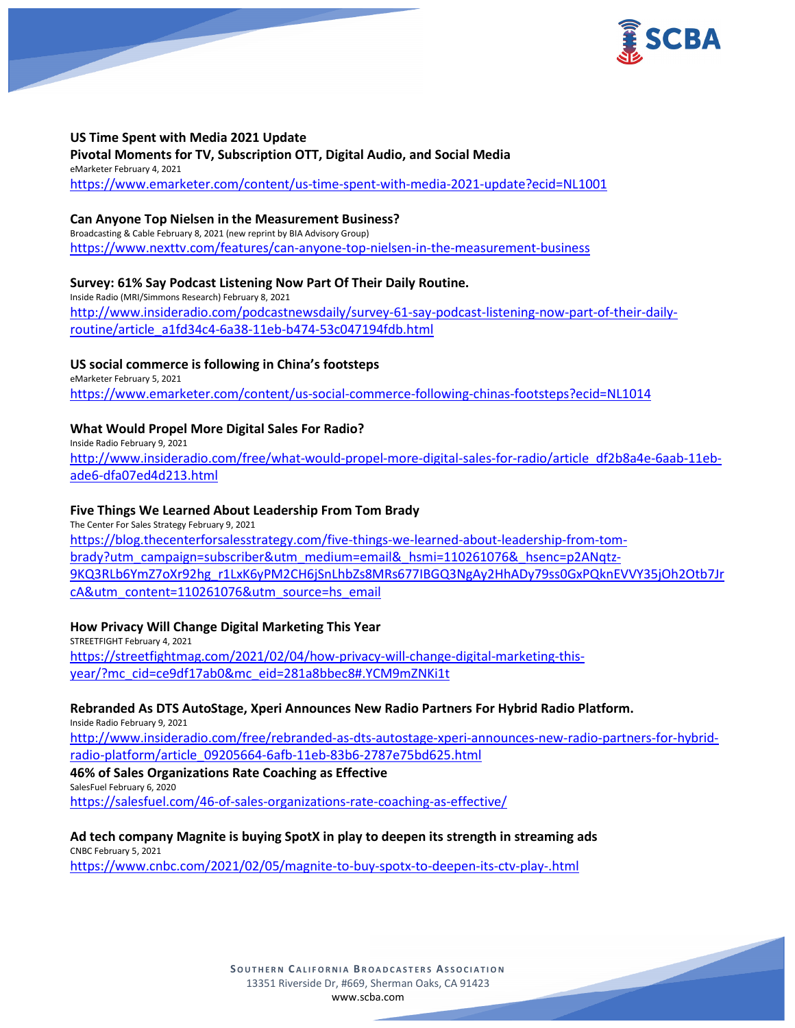**US Time Spent with Media 2021 Update**
**Pivotal Moments for TV, Subscription OTT, Digital Audio, and Social Media**
eMarketer February 4, 2021
https://www.emarketer.com/content/us-time-spent-with-media-2021-update?ecid=NL1001

**Can Anyone Top Nielsen in the Measurement Business?**
Broadcasting & Cable February 8, 2021 (new reprint by BIA Advisory Group)
https://www.nexttv.com/features/can-anyone-top-nielsen-in-the-measurement-business

**Survey: 61% Say Podcast Listening Now Part Of Their Daily Routine.**
Inside Radio (MRI/Simmons Research) February 8, 2021
http://www.insideradio.com/podcastnewsdaily/survey-61-say-podcast-listening-now-part-of-their-daily-routine/article_a1fd34c4-6a38-11eb-b474-53c047194fdb.html

**US social commerce is following in China's footsteps**
eMarketer February 5, 2021
https://www.emarketer.com/content/us-social-commerce-following-chinas-footsteps?ecid=NL1014

**What Would Propel More Digital Sales For Radio?**
Inside Radio February 9, 2021
http://www.insideradio.com/free/what-would-propel-more-digital-sales-for-radio/article_df2b8a4e-6aab-11eb-ade6-dfa07ed4d213.html

**Five Things We Learned About Leadership From Tom Brady**
The Center For Sales Strategy February 9, 2021
https://blog.thecenterforsalesstrategy.com/five-things-we-learned-about-leadership-from-tom-brady?utm_campaign=subscriber&utm_medium=email&_hsmi=110261076&_hsenc=p2ANqtz-9KQ3RLb6YmZ7oXr92hg_r1LxK6yPM2CH6jSnLhbZs8MRs677IBGQ3NgAy2HhADy79ss0GxPQknEVVY35jOh2Otb7JrcA&utm_content=110261076&utm_source=hs_email

**How Privacy Will Change Digital Marketing This Year**
STREETFIGHT February 4, 2021
https://streetfightmag.com/2021/02/04/how-privacy-will-change-digital-marketing-this-year/?mc_cid=ce9df17ab0&mc_eid=281a8bbec8#.YCM9mZNKi1t

**Rebranded As DTS AutoStage, Xperi Announces New Radio Partners For Hybrid Radio Platform.**
Inside Radio February 9, 2021
http://www.insideradio.com/free/rebranded-as-dts-autostage-xperi-announces-new-radio-partners-for-hybrid-radio-platform/article_09205664-6afb-11eb-83b6-2787e75bd625.html

**46% of Sales Organizations Rate Coaching as Effective**
SalesFuel February 6, 2020
https://salesfuel.com/46-of-sales-organizations-rate-coaching-as-effective/

**Ad tech company Magnite is buying SpotX in play to deepen its strength in streaming ads**
CNBC February 5, 2021
https://www.cnbc.com/2021/02/05/magnite-to-buy-spotx-to-deepen-its-ctv-play-.html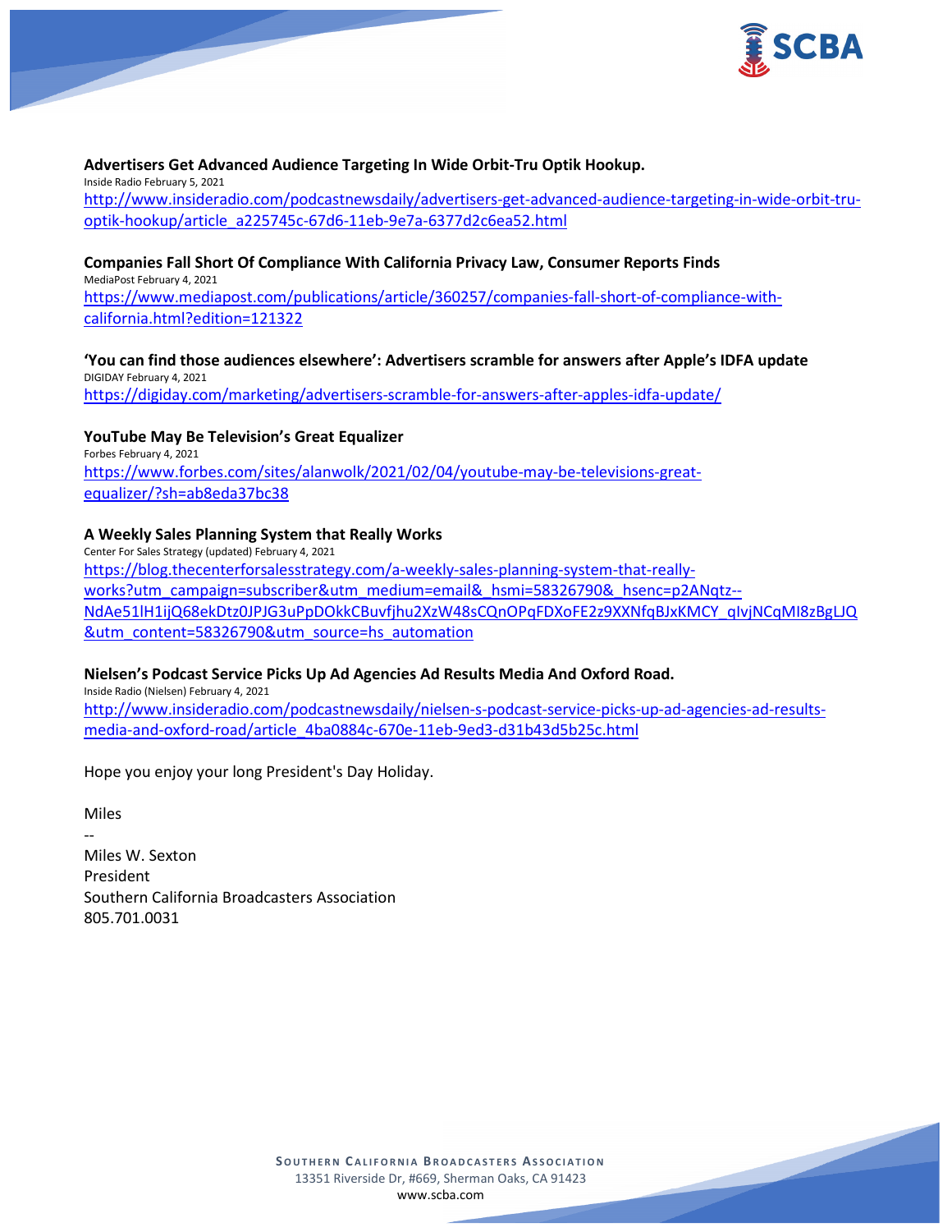**Advertisers Get Advanced Audience Targeting In Wide Orbit-Tru Optik Hookup.**
Inside Radio February 5, 2021
http://www.insideradio.com/podcastnewsdaily/advertisers-get-advanced-audience-targeting-in-wide-orbit-tru-optik-hookup/article_a225745c-67d6-11eb-9e7a-6377d2c6ea52.html

**Companies Fall Short Of Compliance With California Privacy Law, Consumer Reports Finds**
MediaPost February 4, 2021
https://www.mediapost.com/publications/article/360257/companies-fall-short-of-compliance-with-california.html?edition=121322

**'You can find those audiences elsewhere': Advertisers scramble for answers after Apple's IDFA update**
DIGIDAY February 4, 2021
https://digiday.com/marketing/advertisers-scramble-for-answers-after-apples-idfa-update/

**YouTube May Be Television's Great Equalizer**
Forbes February 4, 2021
https://www.forbes.com/sites/alanwolk/2021/02/04/youtube-may-be-televisions-great-equalizer/?sh=ab8eda37bc38

**A Weekly Sales Planning System that Really Works**
Center For Sales Strategy (updated) February 4, 2021
https://blog.thecenterforsalesstrategy.com/a-weekly-sales-planning-system-that-really-works?utm_campaign=subscriber&utm_medium=email&_hsmi=58326790&_hsenc=p2ANqtz--NdAe51lH1ijQ68ekDtz0JPJG3uPpDOkkCBuvfjhu2XzW48sCQnOPqFDXoFE2z9XXNfqBJxKMCY_qIvjNCqMl8zBgLJQ&utm_content=58326790&utm_source=hs_automation

**Nielsen's Podcast Service Picks Up Ad Agencies Ad Results Media And Oxford Road.**
Inside Radio (Nielsen) February 4, 2021
http://www.insideradio.com/podcastnewsdaily/nielsen-s-podcast-service-picks-up-ad-agencies-ad-results-media-and-oxford-road/article_4ba0884c-670e-11eb-9ed3-d31b43d5b25c.html

Hope you enjoy your long President's Day Holiday.

Miles

--
Miles W. Sexton
President
Southern California Broadcasters Association
805.701.0031